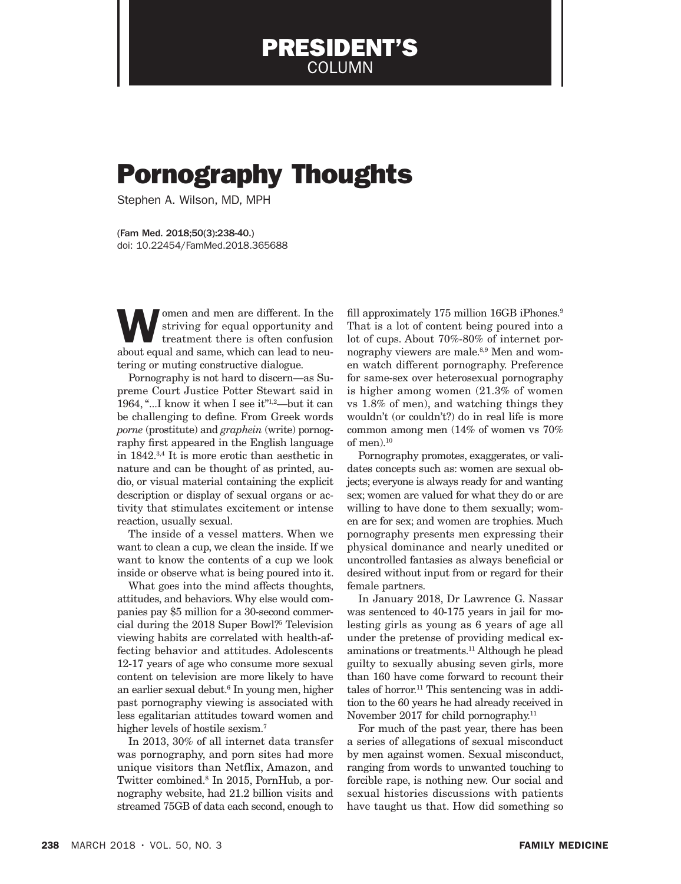PRESIDENT'S COLUMN

# Pornography Thoughts

Stephen A. Wilson, MD, MPH

(Fam Med. 2018;50(3):238-40.)
doi: 10.22454/FamMed.2018.365688

Women and men are different. In the striving for equal opportunity and treatment there is often confusion about equal and same, which can lead to neutering or muting constructive dialogue.

Pornography is not hard to discern—as Supreme Court Justice Potter Stewart said in 1964, "...I know it when I see it"[1,2]—but it can be challenging to define. From Greek words *porne* (prostitute) and *graphein* (write) pornography first appeared in the English language in 1842.[3,4] It is more erotic than aesthetic in nature and can be thought of as printed, audio, or visual material containing the explicit description or display of sexual organs or activity that stimulates excitement or intense reaction, usually sexual.

The inside of a vessel matters. When we want to clean a cup, we clean the inside. If we want to know the contents of a cup we look inside or observe what is being poured into it.

What goes into the mind affects thoughts, attitudes, and behaviors. Why else would companies pay $5 million for a 30-second commercial during the 2018 Super Bowl?[5] Television viewing habits are correlated with health-affecting behavior and attitudes. Adolescents 12-17 years of age who consume more sexual content on television are more likely to have an earlier sexual debut.[6] In young men, higher past pornography viewing is associated with less egalitarian attitudes toward women and higher levels of hostile sexism.[7]

In 2013, 30% of all internet data transfer was pornography, and porn sites had more unique visitors than Netflix, Amazon, and Twitter combined.[8] In 2015, PornHub, a pornography website, had 21.2 billion visits and streamed 75GB of data each second, enough to fill approximately 175 million 16GB iPhones.[9] That is a lot of content being poured into a lot of cups. About 70%-80% of internet pornography viewers are male.[8,9] Men and women watch different pornography. Preference for same-sex over heterosexual pornography is higher among women (21.3% of women vs 1.8% of men), and watching things they wouldn't (or couldn't?) do in real life is more common among men (14% of women vs 70% of men).[10]

Pornography promotes, exaggerates, or validates concepts such as: women are sexual objects; everyone is always ready for and wanting sex; women are valued for what they do or are willing to have done to them sexually; women are for sex; and women are trophies. Much pornography presents men expressing their physical dominance and nearly unedited or uncontrolled fantasies as always beneficial or desired without input from or regard for their female partners.

In January 2018, Dr Lawrence G. Nassar was sentenced to 40-175 years in jail for molesting girls as young as 6 years of age all under the pretense of providing medical examinations or treatments.[11] Although he plead guilty to sexually abusing seven girls, more than 160 have come forward to recount their tales of horror.[11] This sentencing was in addition to the 60 years he had already received in November 2017 for child pornography.[11]

For much of the past year, there has been a series of allegations of sexual misconduct by men against women. Sexual misconduct, ranging from words to unwanted touching to forcible rape, is nothing new. Our social and sexual histories discussions with patients have taught us that. How did something so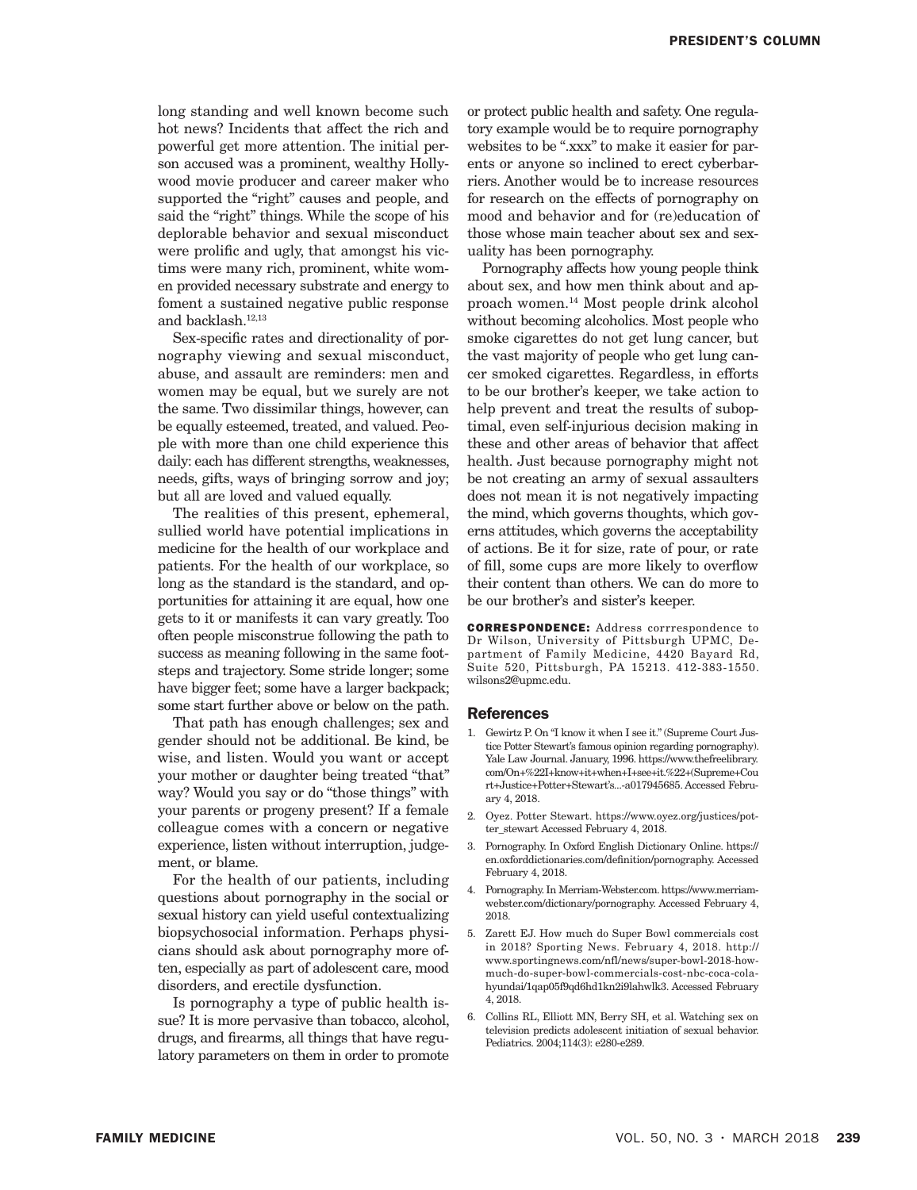long standing and well known become such hot news? Incidents that affect the rich and powerful get more attention. The initial person accused was a prominent, wealthy Hollywood movie producer and career maker who supported the "right" causes and people, and said the "right" things. While the scope of his deplorable behavior and sexual misconduct were prolific and ugly, that amongst his victims were many rich, prominent, white women provided necessary substrate and energy to foment a sustained negative public response and backlash.[12,13]

Sex-specific rates and directionality of pornography viewing and sexual misconduct, abuse, and assault are reminders: men and women may be equal, but we surely are not the same. Two dissimilar things, however, can be equally esteemed, treated, and valued. People with more than one child experience this daily: each has different strengths, weaknesses, needs, gifts, ways of bringing sorrow and joy; but all are loved and valued equally.

The realities of this present, ephemeral, sullied world have potential implications in medicine for the health of our workplace and patients. For the health of our workplace, so long as the standard is the standard, and opportunities for attaining it are equal, how one gets to it or manifests it can vary greatly. Too often people misconstrue following the path to success as meaning following in the same footsteps and trajectory. Some stride longer; some have bigger feet; some have a larger backpack; some start further above or below on the path.

That path has enough challenges; sex and gender should not be additional. Be kind, be wise, and listen. Would you want or accept your mother or daughter being treated "that" way? Would you say or do "those things" with your parents or progeny present? If a female colleague comes with a concern or negative experience, listen without interruption, judgement, or blame.

For the health of our patients, including questions about pornography in the social or sexual history can yield useful contextualizing biopsychosocial information. Perhaps physicians should ask about pornography more often, especially as part of adolescent care, mood disorders, and erectile dysfunction.

Is pornography a type of public health issue? It is more pervasive than tobacco, alcohol, drugs, and firearms, all things that have regulatory parameters on them in order to promote or protect public health and safety. One regulatory example would be to require pornography websites to be ".xxx" to make it easier for parents or anyone so inclined to erect cyberbarriers. Another would be to increase resources for research on the effects of pornography on mood and behavior and for (re)education of those whose main teacher about sex and sexuality has been pornography.

Pornography affects how young people think about sex, and how men think about and approach women.[14] Most people drink alcohol without becoming alcoholics. Most people who smoke cigarettes do not get lung cancer, but the vast majority of people who get lung cancer smoked cigarettes. Regardless, in efforts to be our brother's keeper, we take action to help prevent and treat the results of suboptimal, even self-injurious decision making in these and other areas of behavior that affect health. Just because pornography might not be not creating an army of sexual assaulters does not mean it is not negatively impacting the mind, which governs thoughts, which governs attitudes, which governs the acceptability of actions. Be it for size, rate of pour, or rate of fill, some cups are more likely to overflow their content than others. We can do more to be our brother's and sister's keeper.

**CORRESPONDENCE:** Address corrrespondence to Dr Wilson, University of Pittsburgh UPMC, Department of Family Medicine, 4420 Bayard Rd, Suite 520, Pittsburgh, PA 15213. 412-383-1550. wilsons2@upmc.edu.

## References

1. Gewirtz P. On "I know it when I see it." (Supreme Court Justice Potter Stewart's famous opinion regarding pornography). Yale Law Journal. January, 1996. https://www.thefreelibrary.com/On+%22I+know+it+when+I+see+it.%22+(Supreme+Court+Justice+Potter+Stewart's...-a017945685. Accessed February 4, 2018.
2. Oyez. Potter Stewart. https://www.oyez.org/justices/potter_stewart Accessed February 4, 2018.
3. Pornography. In Oxford English Dictionary Online. https://en.oxforddictionaries.com/definition/pornography. Accessed February 4, 2018.
4. Pornography. In Merriam-Webster.com. https://www.merriam-webster.com/dictionary/pornography. Accessed February 4, 2018.
5. Zarett EJ. How much do Super Bowl commercials cost in 2018? Sporting News. February 4, 2018. http://www.sportingnews.com/nfl/news/super-bowl-2018-how-much-do-super-bowl-commercials-cost-nbc-coca-cola-hyundai/1qap05f9qd6hd1kn2i9lahwlk3. Accessed February 4, 2018.
6. Collins RL, Elliott MN, Berry SH, et al. Watching sex on television predicts adolescent initiation of sexual behavior. Pediatrics. 2004;114(3): e280-e289.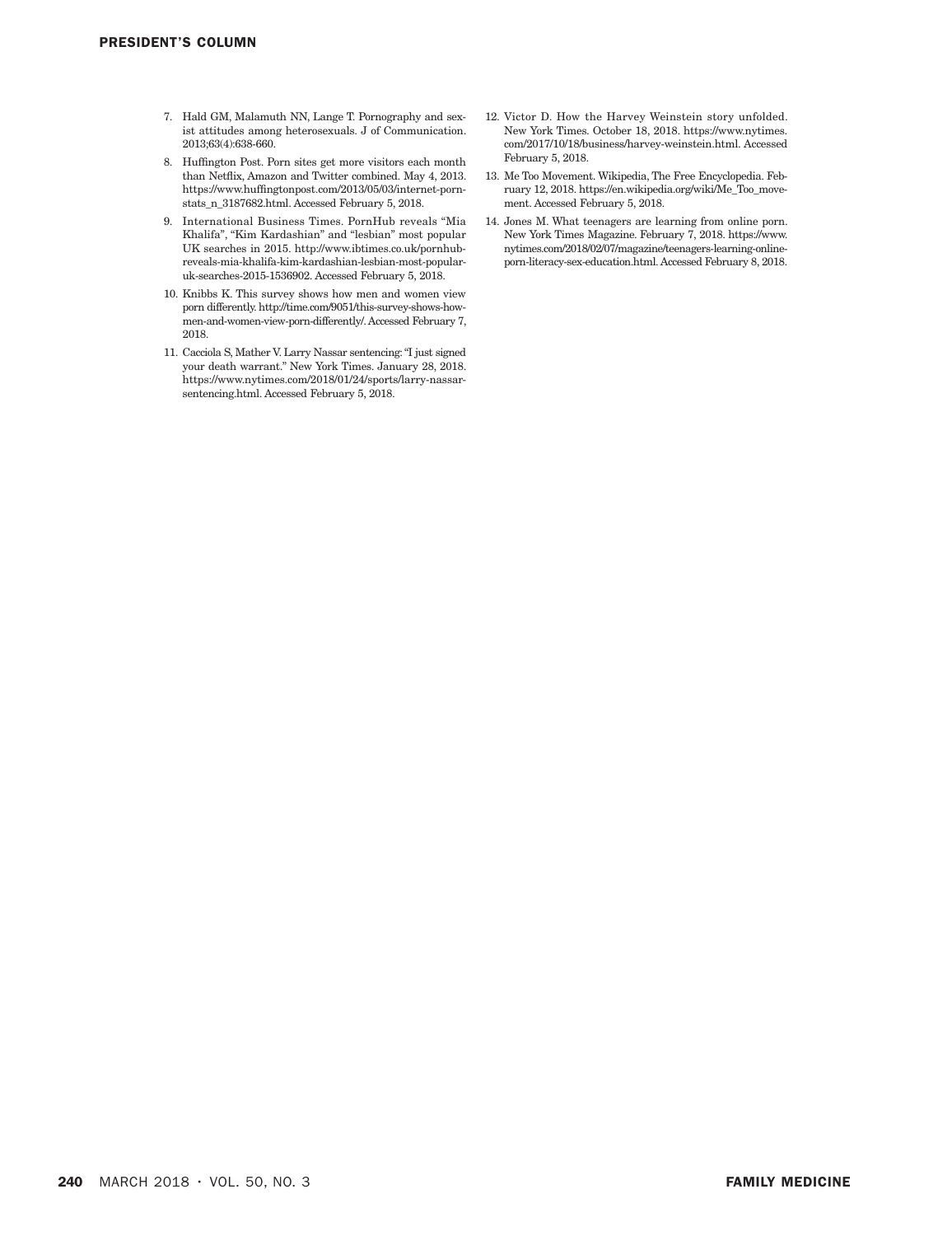7. Hald GM, Malamuth NN, Lange T. Pornography and sexist attitudes among heterosexuals. J of Communication. 2013;63(4):638-660.
8. Huffington Post. Porn sites get more visitors each month than Netflix, Amazon and Twitter combined. May 4, 2013. https://www.huffingtonpost.com/2013/05/03/internet-porn-stats_n_3187682.html. Accessed February 5, 2018.
9. International Business Times. PornHub reveals "Mia Khalifa", "Kim Kardashian" and "lesbian" most popular UK searches in 2015. http://www.ibtimes.co.uk/pornhub-reveals-mia-khalifa-kim-kardashian-lesbian-most-popular-uk-searches-2015-1536902. Accessed February 5, 2018.
10. Knibbs K. This survey shows how men and women view porn differently. http://time.com/9051/this-survey-shows-how-men-and-women-view-porn-differently/. Accessed February 7, 2018.
11. Cacciola S, Mather V. Larry Nassar sentencing: "I just signed your death warrant." New York Times. January 28, 2018. https://www.nytimes.com/2018/01/24/sports/larry-nassar-sentencing.html. Accessed February 5, 2018.
12. Victor D. How the Harvey Weinstein story unfolded. New York Times. October 18, 2018. https://www.nytimes.com/2017/10/18/business/harvey-weinstein.html. Accessed February 5, 2018.
13. Me Too Movement. Wikipedia, The Free Encyclopedia. February 12, 2018. https://en.wikipedia.org/wiki/Me_Too_movement. Accessed February 5, 2018.
14. Jones M. What teenagers are learning from online porn. New York Times Magazine. February 7, 2018. https://www.nytimes.com/2018/02/07/magazine/teenagers-learning-online-porn-literacy-sex-education.html. Accessed February 8, 2018.